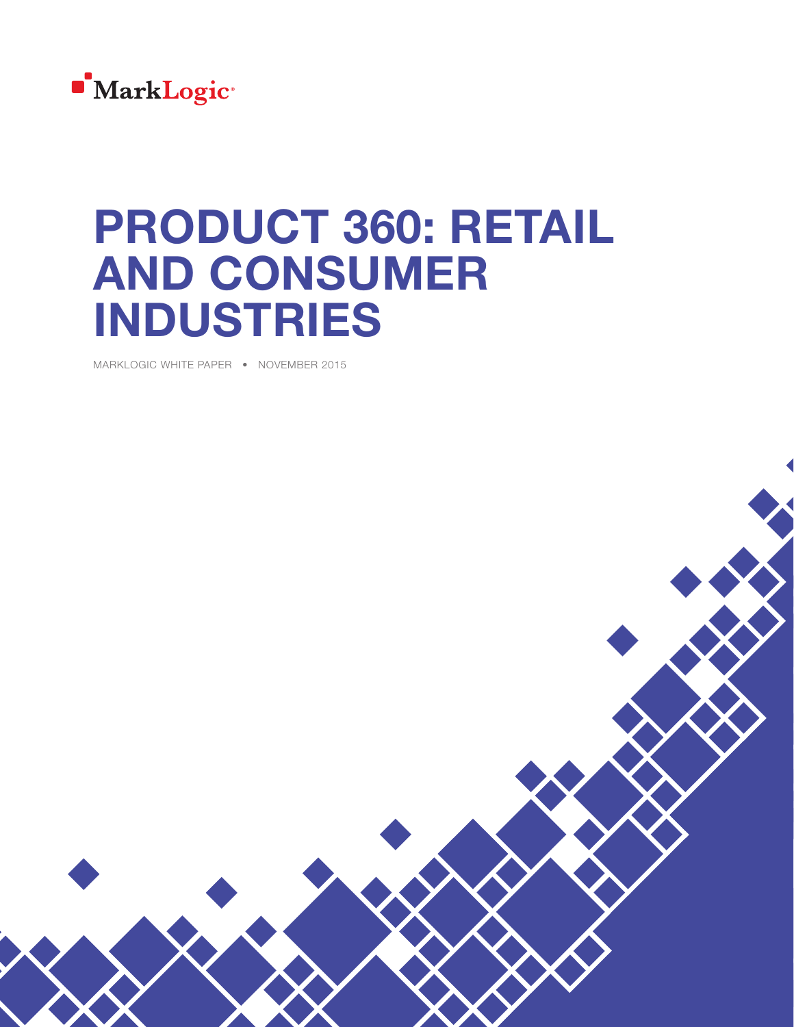MarkLogic®

# PRODUCT 360: RETAIL AND CONSUMER INDUSTRIES

MARKLOGIC WHITE PAPER • NOVEMBER 2015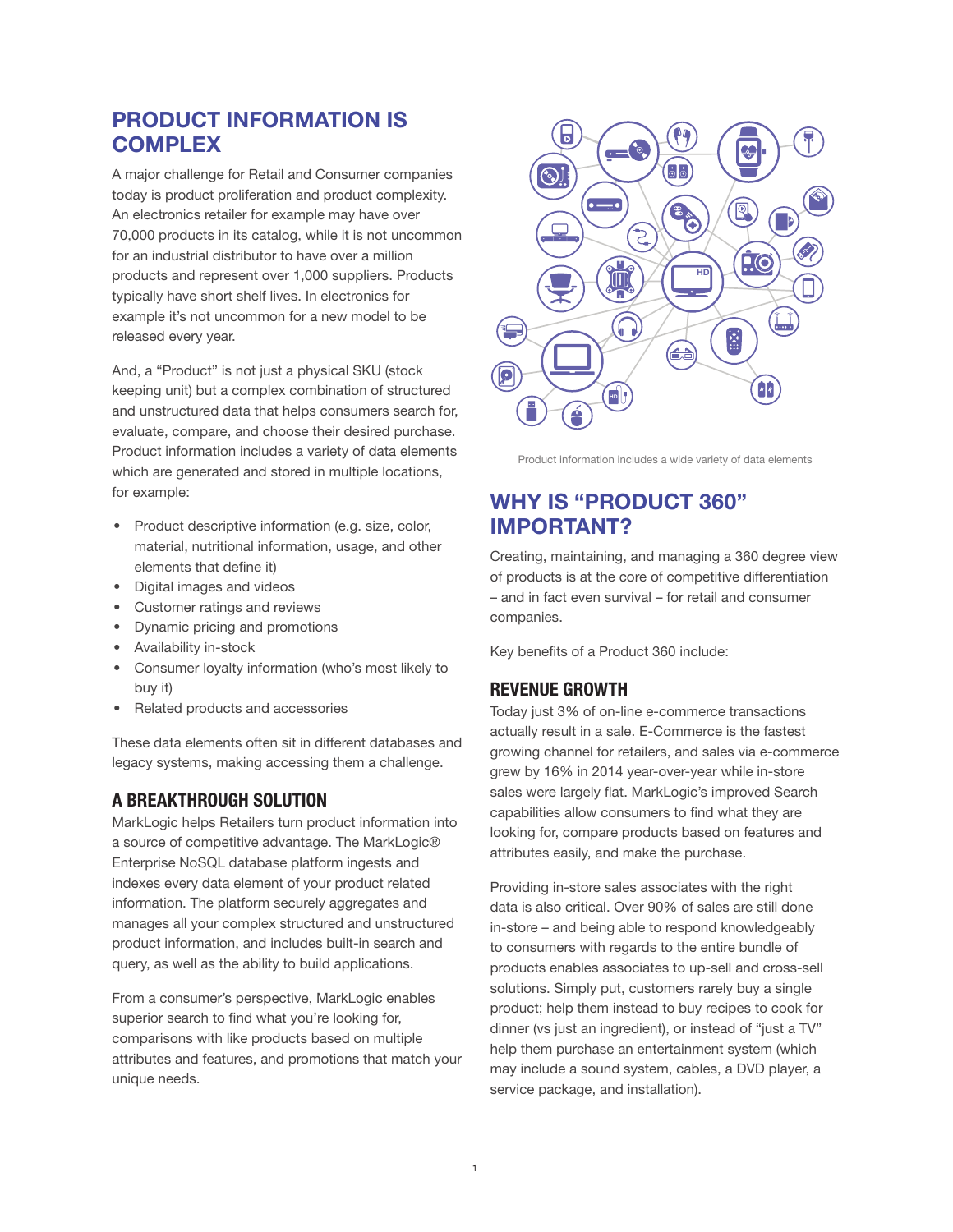## PRODUCT INFORMATION IS COMPLEX

A major challenge for Retail and Consumer companies today is product proliferation and product complexity. An electronics retailer for example may have over 70,000 products in its catalog, while it is not uncommon for an industrial distributor to have over a million products and represent over 1,000 suppliers. Products typically have short shelf lives. In electronics for example it's not uncommon for a new model to be released every year.

And, a "Product" is not just a physical SKU (stock keeping unit) but a complex combination of structured and unstructured data that helps consumers search for, evaluate, compare, and choose their desired purchase. Product information includes a variety of data elements which are generated and stored in multiple locations, for example:

- Product descriptive information (e.g. size, color, material, nutritional information, usage, and other elements that define it)
- Digital images and videos
- Customer ratings and reviews
- Dynamic pricing and promotions
- Availability in-stock
- Consumer loyalty information (who's most likely to buy it)
- Related products and accessories

These data elements often sit in different databases and legacy systems, making accessing them a challenge.

### A BREAKTHROUGH SOLUTION

MarkLogic helps Retailers turn product information into a source of competitive advantage. The MarkLogic® Enterprise NoSQL database platform ingests and indexes every data element of your product related information. The platform securely aggregates and manages all your complex structured and unstructured product information, and includes built-in search and query, as well as the ability to build applications.

From a consumer's perspective, MarkLogic enables superior search to find what you're looking for, comparisons with like products based on multiple attributes and features, and promotions that match your unique needs.

Product information includes a wide variety of data elements

## WHY IS "PRODUCT 360" IMPORTANT?

Creating, maintaining, and managing a 360 degree view of products is at the core of competitive differentiation – and in fact even survival – for retail and consumer companies.

Key benefits of a Product 360 include:

### REVENUE GROWTH

Today just 3% of on-line e-commerce transactions actually result in a sale. E-Commerce is the fastest growing channel for retailers, and sales via e-commerce grew by 16% in 2014 year-over-year while in-store sales were largely flat. MarkLogic's improved Search capabilities allow consumers to find what they are looking for, compare products based on features and attributes easily, and make the purchase.

Providing in-store sales associates with the right data is also critical. Over 90% of sales are still done in-store – and being able to respond knowledgeably to consumers with regards to the entire bundle of products enables associates to up-sell and cross-sell solutions. Simply put, customers rarely buy a single product; help them instead to buy recipes to cook for dinner (vs just an ingredient), or instead of "just a TV" help them purchase an entertainment system (which may include a sound system, cables, a DVD player, a service package, and installation).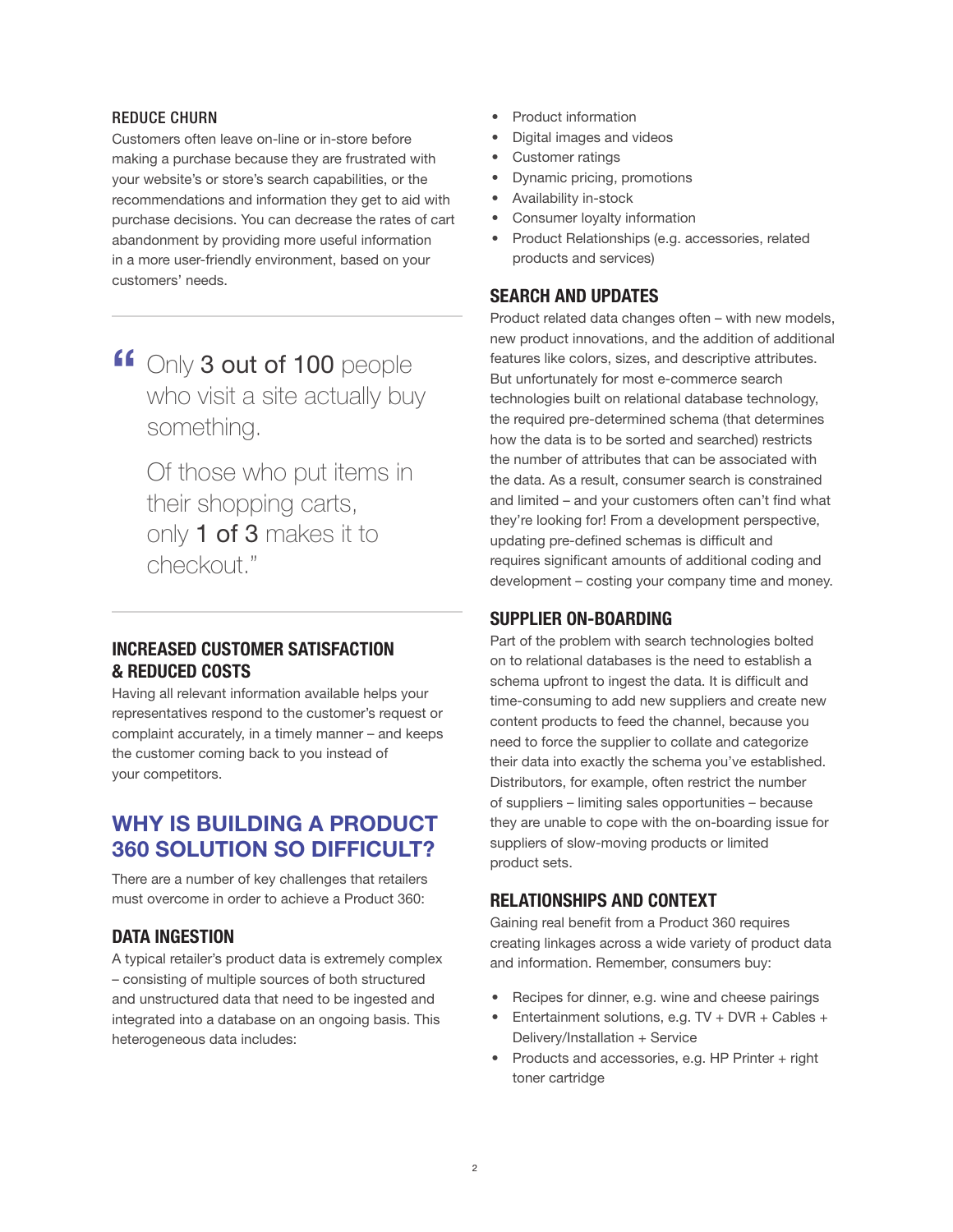### REDUCE CHURN

Customers often leave on-line or in-store before making a purchase because they are frustrated with your website's or store's search capabilities, or the recommendations and information they get to aid with purchase decisions. You can decrease the rates of cart abandonment by providing more useful information in a more user-friendly environment, based on your customers' needs.

---

> "Only 3 out of 100 people who visit a site actually buy something.
>
> Of those who put items in their shopping carts, only 1 of 3 makes it to checkout."

---

### INCREASED CUSTOMER SATISFACTION & REDUCED COSTS

Having all relevant information available helps your representatives respond to the customer's request or complaint accurately, in a timely manner – and keeps the customer coming back to you instead of your competitors.

## WHY IS BUILDING A PRODUCT 360 SOLUTION SO DIFFICULT?

There are a number of key challenges that retailers must overcome in order to achieve a Product 360:

### DATA INGESTION

A typical retailer's product data is extremely complex – consisting of multiple sources of both structured and unstructured data that need to be ingested and integrated into a database on an ongoing basis. This heterogeneous data includes:

- Product information
- Digital images and videos
- Customer ratings
- Dynamic pricing, promotions
- Availability in-stock
- Consumer loyalty information
- Product Relationships (e.g. accessories, related products and services)

### SEARCH AND UPDATES

Product related data changes often – with new models, new product innovations, and the addition of additional features like colors, sizes, and descriptive attributes. But unfortunately for most e-commerce search technologies built on relational database technology, the required pre-determined schema (that determines how the data is to be sorted and searched) restricts the number of attributes that can be associated with the data. As a result, consumer search is constrained and limited – and your customers often can't find what they're looking for! From a development perspective, updating pre-defined schemas is difficult and requires significant amounts of additional coding and development – costing your company time and money.

### SUPPLIER ON-BOARDING

Part of the problem with search technologies bolted on to relational databases is the need to establish a schema upfront to ingest the data. It is difficult and time-consuming to add new suppliers and create new content products to feed the channel, because you need to force the supplier to collate and categorize their data into exactly the schema you've established. Distributors, for example, often restrict the number of suppliers – limiting sales opportunities – because they are unable to cope with the on-boarding issue for suppliers of slow-moving products or limited product sets.

### RELATIONSHIPS AND CONTEXT

Gaining real benefit from a Product 360 requires creating linkages across a wide variety of product data and information. Remember, consumers buy:

- Recipes for dinner, e.g. wine and cheese pairings
- Entertainment solutions, e.g. TV + DVR + Cables + Delivery/Installation + Service
- Products and accessories, e.g. HP Printer + right toner cartridge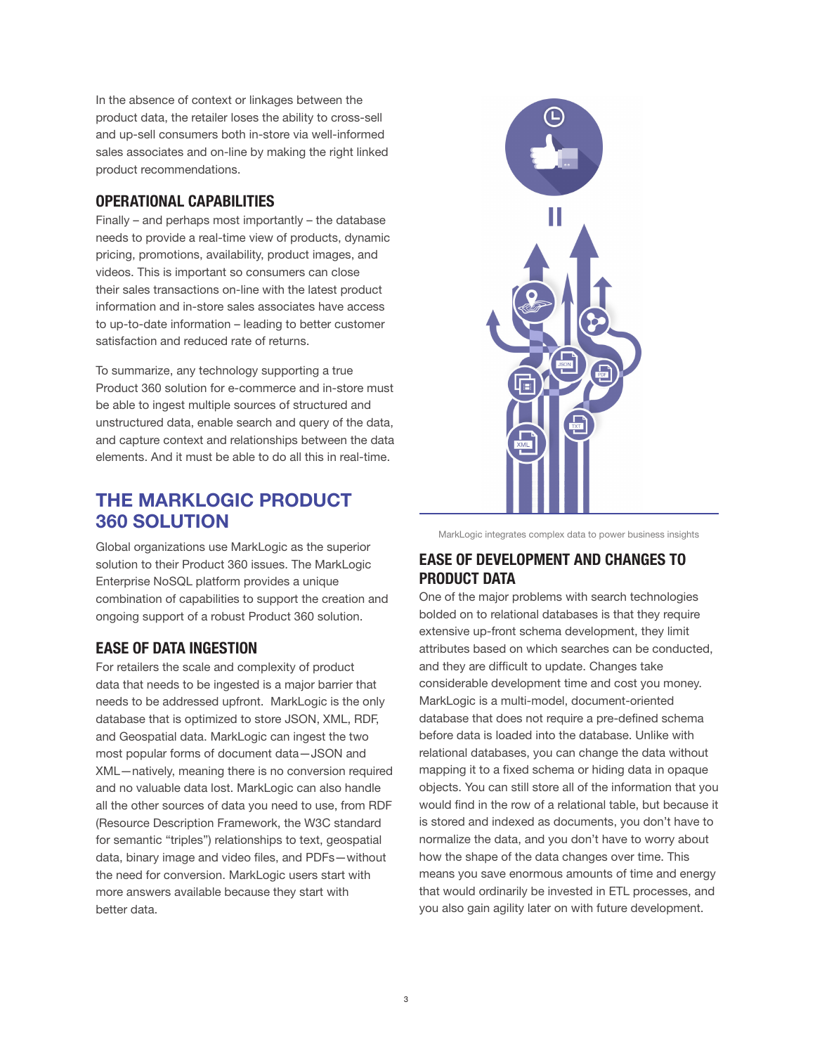In the absence of context or linkages between the product data, the retailer loses the ability to cross-sell and up-sell consumers both in-store via well-informed sales associates and on-line by making the right linked product recommendations.

### OPERATIONAL CAPABILITIES

Finally – and perhaps most importantly – the database needs to provide a real-time view of products, dynamic pricing, promotions, availability, product images, and videos. This is important so consumers can close their sales transactions on-line with the latest product information and in-store sales associates have access to up-to-date information – leading to better customer satisfaction and reduced rate of returns.

To summarize, any technology supporting a true Product 360 solution for e-commerce and in-store must be able to ingest multiple sources of structured and unstructured data, enable search and query of the data, and capture context and relationships between the data elements. And it must be able to do all this in real-time.

## THE MARKLOGIC PRODUCT 360 SOLUTION

Global organizations use MarkLogic as the superior solution to their Product 360 issues. The MarkLogic Enterprise NoSQL platform provides a unique combination of capabilities to support the creation and ongoing support of a robust Product 360 solution.

### EASE OF DATA INGESTION

For retailers the scale and complexity of product data that needs to be ingested is a major barrier that needs to be addressed upfront. MarkLogic is the only database that is optimized to store JSON, XML, RDF, and Geospatial data. MarkLogic can ingest the two most popular forms of document data—JSON and XML—natively, meaning there is no conversion required and no valuable data lost. MarkLogic can also handle all the other sources of data you need to use, from RDF (Resource Description Framework, the W3C standard for semantic "triples") relationships to text, geospatial data, binary image and video files, and PDFs—without the need for conversion. MarkLogic users start with more answers available because they start with better data.

MarkLogic integrates complex data to power business insights

### EASE OF DEVELOPMENT AND CHANGES TO PRODUCT DATA

One of the major problems with search technologies bolded on to relational databases is that they require extensive up-front schema development, they limit attributes based on which searches can be conducted, and they are difficult to update. Changes take considerable development time and cost you money. MarkLogic is a multi-model, document-oriented database that does not require a pre-defined schema before data is loaded into the database. Unlike with relational databases, you can change the data without mapping it to a fixed schema or hiding data in opaque objects. You can still store all of the information that you would find in the row of a relational table, but because it is stored and indexed as documents, you don't have to normalize the data, and you don't have to worry about how the shape of the data changes over time. This means you save enormous amounts of time and energy that would ordinarily be invested in ETL processes, and you also gain agility later on with future development.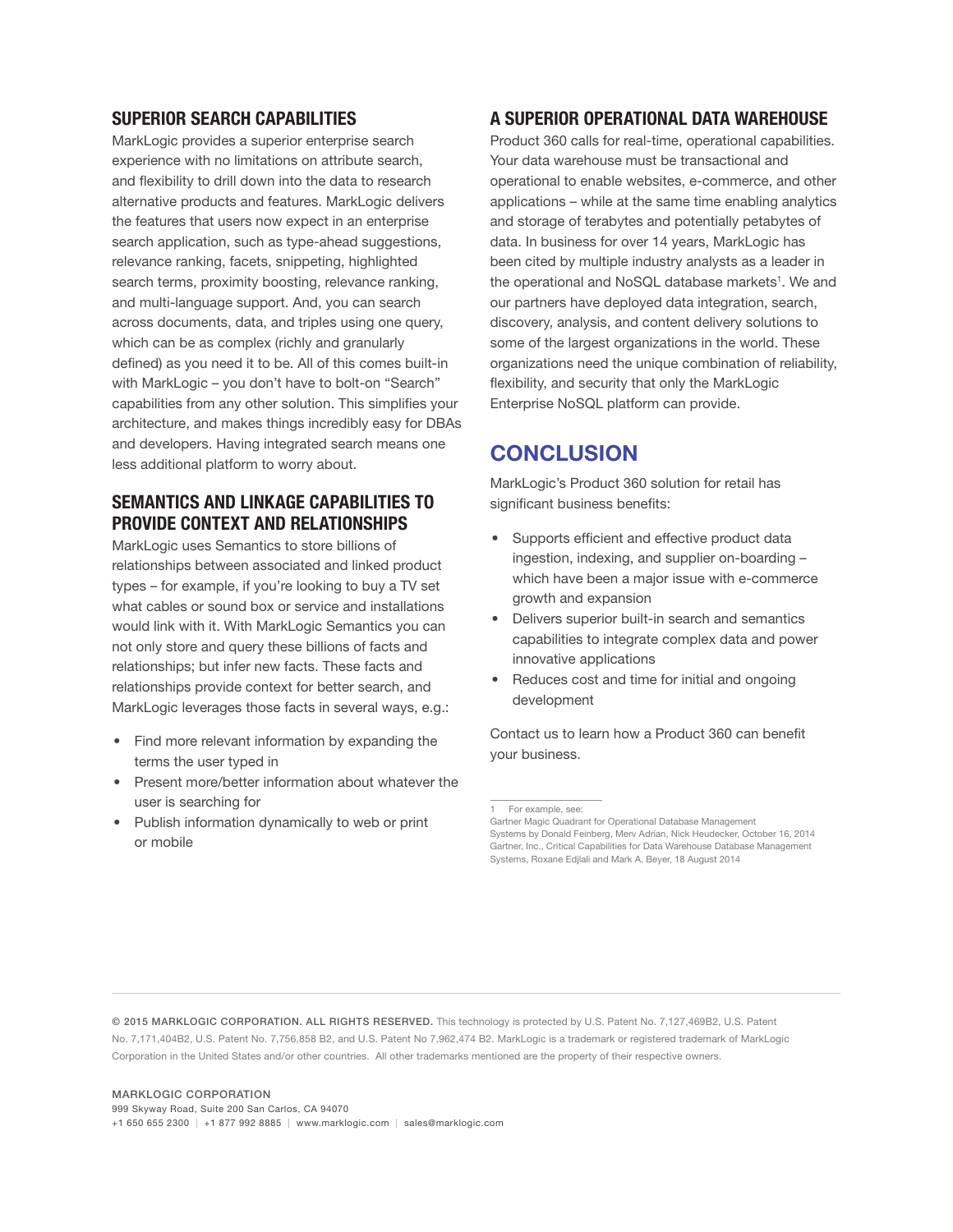### SUPERIOR SEARCH CAPABILITIES

MarkLogic provides a superior enterprise search experience with no limitations on attribute search, and flexibility to drill down into the data to research alternative products and features. MarkLogic delivers the features that users now expect in an enterprise search application, such as type-ahead suggestions, relevance ranking, facets, snippeting, highlighted search terms, proximity boosting, relevance ranking, and multi-language support. And, you can search across documents, data, and triples using one query, which can be as complex (richly and granularly defined) as you need it to be. All of this comes built-in with MarkLogic – you don't have to bolt-on "Search" capabilities from any other solution. This simplifies your architecture, and makes things incredibly easy for DBAs and developers. Having integrated search means one less additional platform to worry about.

### SEMANTICS AND LINKAGE CAPABILITIES TO PROVIDE CONTEXT AND RELATIONSHIPS

MarkLogic uses Semantics to store billions of relationships between associated and linked product types – for example, if you're looking to buy a TV set what cables or sound box or service and installations would link with it. With MarkLogic Semantics you can not only store and query these billions of facts and relationships; but infer new facts. These facts and relationships provide context for better search, and MarkLogic leverages those facts in several ways, e.g.:

- Find more relevant information by expanding the terms the user typed in
- Present more/better information about whatever the user is searching for
- Publish information dynamically to web or print or mobile

### A SUPERIOR OPERATIONAL DATA WAREHOUSE

Product 360 calls for real-time, operational capabilities. Your data warehouse must be transactional and operational to enable websites, e-commerce, and other applications – while at the same time enabling analytics and storage of terabytes and potentially petabytes of data. In business for over 14 years, MarkLogic has been cited by multiple industry analysts as a leader in the operational and NoSQL database markets[1]. We and our partners have deployed data integration, search, discovery, analysis, and content delivery solutions to some of the largest organizations in the world. These organizations need the unique combination of reliability, flexibility, and security that only the MarkLogic Enterprise NoSQL platform can provide.

## CONCLUSION

MarkLogic's Product 360 solution for retail has significant business benefits:

- Supports efficient and effective product data ingestion, indexing, and supplier on-boarding – which have been a major issue with e-commerce growth and expansion
- Delivers superior built-in search and semantics capabilities to integrate complex data and power innovative applications
- Reduces cost and time for initial and ongoing development

Contact us to learn how a Product 360 can benefit your business.

1 For example, see:
Gartner Magic Quadrant for Operational Database Management Systems by Donald Feinberg, Merv Adrian, Nick Heudecker, October 16, 2014
Gartner, Inc., Critical Capabilities for Data Warehouse Database Management Systems, Roxane Edjlali and Mark A. Beyer, 18 August 2014

**© 2015 MARKLOGIC CORPORATION. ALL RIGHTS RESERVED.** This technology is protected by U.S. Patent No. 7,127,469B2, U.S. Patent No. 7,171,404B2, U.S. Patent No. 7,756,858 B2, and U.S. Patent No 7,962,474 B2. MarkLogic is a trademark or registered trademark of MarkLogic Corporation in the United States and/or other countries. All other trademarks mentioned are the property of their respective owners.

MARKLOGIC CORPORATION
999 Skyway Road, Suite 200 San Carlos, CA 94070
+1 650 655 2300 | +1 877 992 8885 | www.marklogic.com | sales@marklogic.com